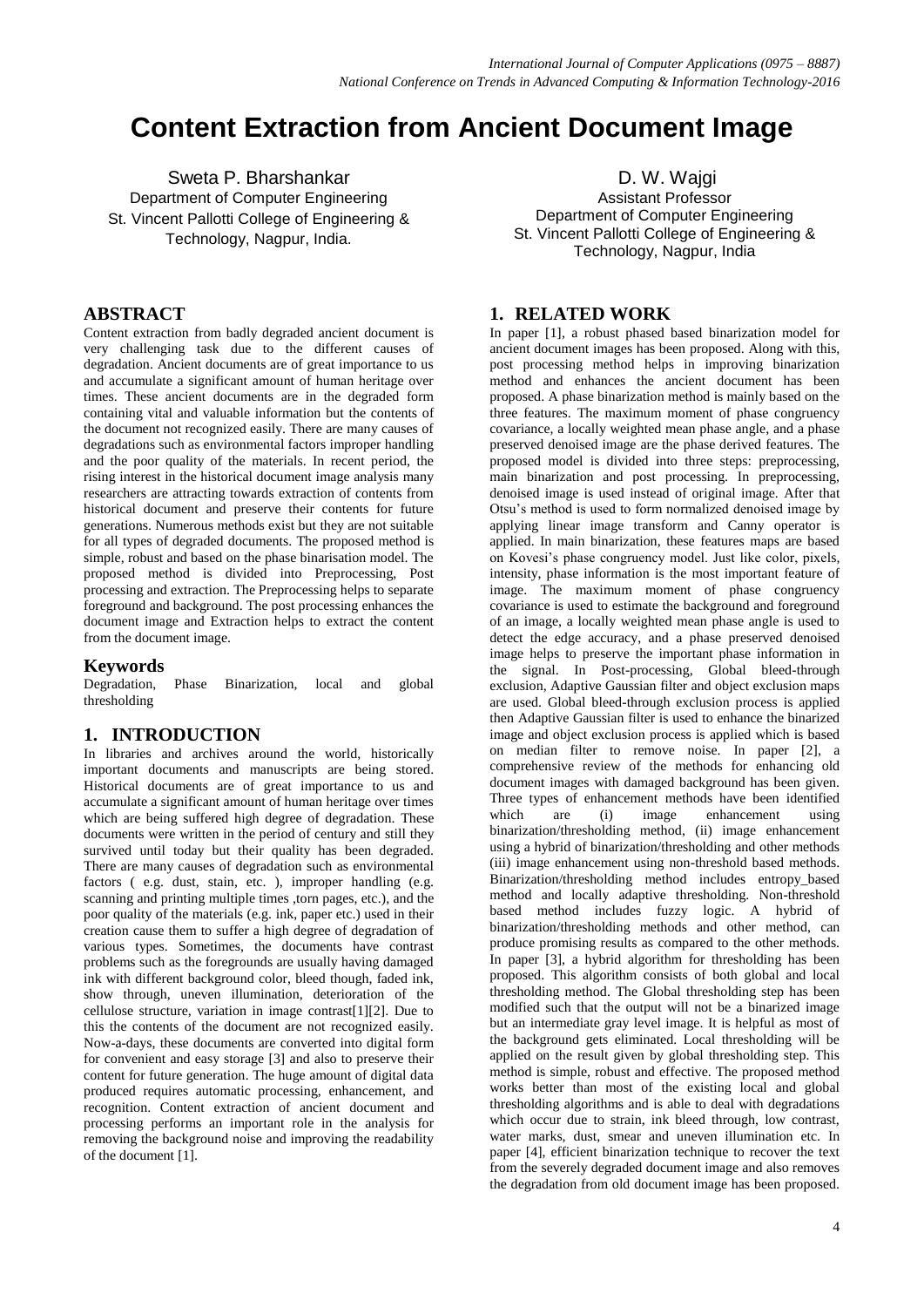# Content Extraction from Ancient Document Image

Sweta P. Bharshankar
Department of Computer Engineering
St. Vincent Pallotti College of Engineering & Technology, Nagpur, India.

D. W. Wajgi
Assistant Professor
Department of Computer Engineering
St. Vincent Pallotti College of Engineering & Technology, Nagpur, India

## ABSTRACT

Content extraction from badly degraded ancient document is very challenging task due to the different causes of degradation. Ancient documents are of great importance to us and accumulate a significant amount of human heritage over times. These ancient documents are in the degraded form containing vital and valuable information but the contents of the document not recognized easily. There are many causes of degradations such as environmental factors improper handling and the poor quality of the materials. In recent period, the rising interest in the historical document image analysis many researchers are attracting towards extraction of contents from historical document and preserve their contents for future generations. Numerous methods exist but they are not suitable for all types of degraded documents. The proposed method is simple, robust and based on the phase binarisation model. The proposed method is divided into Preprocessing, Post processing and extraction. The Preprocessing helps to separate foreground and background. The post processing enhances the document image and Extraction helps to extract the content from the document image.

### Keywords

Degradation, Phase Binarization, local and global thresholding

## 1. INTRODUCTION

In libraries and archives around the world, historically important documents and manuscripts are being stored. Historical documents are of great importance to us and accumulate a significant amount of human heritage over times which are being suffered high degree of degradation. These documents were written in the period of century and still they survived until today but their quality has been degraded. There are many causes of degradation such as environmental factors ( e.g. dust, stain, etc. ), improper handling (e.g. scanning and printing multiple times ,torn pages, etc.), and the poor quality of the materials (e.g. ink, paper etc.) used in their creation cause them to suffer a high degree of degradation of various types. Sometimes, the documents have contrast problems such as the foregrounds are usually having damaged ink with different background color, bleed though, faded ink, show through, uneven illumination, deterioration of the cellulose structure, variation in image contrast[1][2]. Due to this the contents of the document are not recognized easily. Now-a-days, these documents are converted into digital form for convenient and easy storage [3] and also to preserve their content for future generation. The huge amount of digital data produced requires automatic processing, enhancement, and recognition. Content extraction of ancient document and processing performs an important role in the analysis for removing the background noise and improving the readability of the document [1].

## 1. RELATED WORK

In paper [1], a robust phased based binarization model for ancient document images has been proposed. Along with this, post processing method helps in improving binarization method and enhances the ancient document has been proposed. A phase binarization method is mainly based on the three features. The maximum moment of phase congruency covariance, a locally weighted mean phase angle, and a phase preserved denoised image are the phase derived features. The proposed model is divided into three steps: preprocessing, main binarization and post processing. In preprocessing, denoised image is used instead of original image. After that Otsu's method is used to form normalized denoised image by applying linear image transform and Canny operator is applied. In main binarization, these features maps are based on Kovesi's phase congruency model. Just like color, pixels, intensity, phase information is the most important feature of image. The maximum moment of phase congruency covariance is used to estimate the background and foreground of an image, a locally weighted mean phase angle is used to detect the edge accuracy, and a phase preserved denoised image helps to preserve the important phase information in the signal. In Post-processing, Global bleed-through exclusion, Adaptive Gaussian filter and object exclusion maps are used. Global bleed-through exclusion process is applied then Adaptive Gaussian filter is used to enhance the binarized image and object exclusion process is applied which is based on median filter to remove noise. In paper [2], a comprehensive review of the methods for enhancing old document images with damaged background has been given. Three types of enhancement methods have been identified which are (i) image enhancement using binarization/thresholding method, (ii) image enhancement using a hybrid of binarization/thresholding and other methods (iii) image enhancement using non-threshold based methods. Binarization/thresholding method includes entropy_based method and locally adaptive thresholding. Non-threshold based method includes fuzzy logic. A hybrid of binarization/thresholding methods and other method, can produce promising results as compared to the other methods. In paper [3], a hybrid algorithm for thresholding has been proposed. This algorithm consists of both global and local thresholding method. The Global thresholding step has been modified such that the output will not be a binarized image but an intermediate gray level image. It is helpful as most of the background gets eliminated. Local thresholding will be applied on the result given by global thresholding step. This method is simple, robust and effective. The proposed method works better than most of the existing local and global thresholding algorithms and is able to deal with degradations which occur due to strain, ink bleed through, low contrast, water marks, dust, smear and uneven illumination etc. In paper [4], efficient binarization technique to recover the text from the severely degraded document image and also removes the degradation from old document image has been proposed.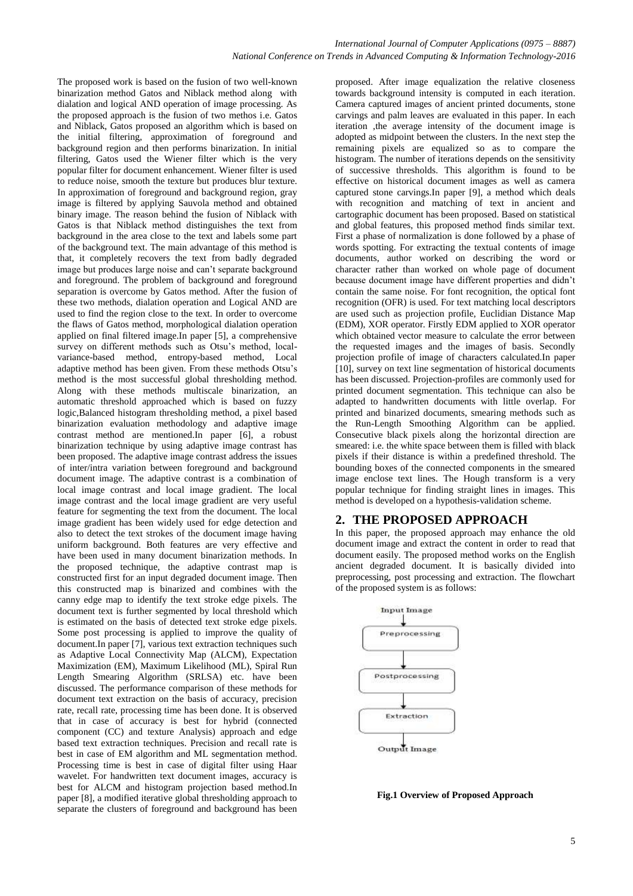The proposed work is based on the fusion of two well-known binarization method Gatos and Niblack method along with dialation and logical AND operation of image processing. As the proposed approach is the fusion of two methos i.e. Gatos and Niblack, Gatos proposed an algorithm which is based on the initial filtering, approximation of foreground and background region and then performs binarization. In initial filtering, Gatos used the Wiener filter which is the very popular filter for document enhancement. Wiener filter is used to reduce noise, smooth the texture but produces blur texture. In approximation of foreground and background region, gray image is filtered by applying Sauvola method and obtained binary image. The reason behind the fusion of Niblack with Gatos is that Niblack method distinguishes the text from background in the area close to the text and labels some part of the background text. The main advantage of this method is that, it completely recovers the text from badly degraded image but produces large noise and can't separate background and foreground. The problem of background and foreground separation is overcome by Gatos method. After the fusion of these two methods, dialation operation and Logical AND are used to find the region close to the text. In order to overcome the flaws of Gatos method, morphological dialation operation applied on final filtered image.In paper [5], a comprehensive survey on different methods such as Otsu's method, local-variance-based method, entropy-based method, Local adaptive method has been given. From these methods Otsu's method is the most successful global thresholding method. Along with these methods multiscale binarization, an automatic threshold approached which is based on fuzzy logic,Balanced histogram thresholding method, a pixel based binarization evaluation methodology and adaptive image contrast method are mentioned.In paper [6], a robust binarization technique by using adaptive image contrast has been proposed. The adaptive image contrast address the issues of inter/intra variation between foreground and background document image. The adaptive contrast is a combination of local image contrast and local image gradient. The local image contrast and the local image gradient are very useful feature for segmenting the text from the document. The local image gradient has been widely used for edge detection and also to detect the text strokes of the document image having uniform background. Both features are very effective and have been used in many document binarization methods. In the proposed technique, the adaptive contrast map is constructed first for an input degraded document image. Then this constructed map is binarized and combines with the canny edge map to identify the text stroke edge pixels. The document text is further segmented by local threshold which is estimated on the basis of detected text stroke edge pixels. Some post processing is applied to improve the quality of document.In paper [7], various text extraction techniques such as Adaptive Local Connectivity Map (ALCM), Expectation Maximization (EM), Maximum Likelihood (ML), Spiral Run Length Smearing Algorithm (SRLSA) etc. have been discussed. The performance comparison of these methods for document text extraction on the basis of accuracy, precision rate, recall rate, processing time has been done. It is observed that in case of accuracy is best for hybrid (connected component (CC) and texture Analysis) approach and edge based text extraction techniques. Precision and recall rate is best in case of EM algorithm and ML segmentation method. Processing time is best in case of digital filter using Haar wavelet. For handwritten text document images, accuracy is best for ALCM and histogram projection based method.In paper [8], a modified iterative global thresholding approach to separate the clusters of foreground and background has been proposed. After image equalization the relative closeness towards background intensity is computed in each iteration. Camera captured images of ancient printed documents, stone carvings and palm leaves are evaluated in this paper. In each iteration ,the average intensity of the document image is adopted as midpoint between the clusters. In the next step the remaining pixels are equalized so as to compare the histogram. The number of iterations depends on the sensitivity of successive thresholds. This algorithm is found to be effective on historical document images as well as camera captured stone carvings.In paper [9], a method which deals with recognition and matching of text in ancient and cartographic document has been proposed. Based on statistical and global features, this proposed method finds similar text. First a phase of normalization is done followed by a phase of words spotting. For extracting the textual contents of image documents, author worked on describing the word or character rather than worked on whole page of document because document image have different properties and didn't contain the same noise. For font recognition, the optical font recognition (OFR) is used. For text matching local descriptors are used such as projection profile, Euclidian Distance Map (EDM), XOR operator. Firstly EDM applied to XOR operator which obtained vector measure to calculate the error between the requested images and the images of basis. Secondly projection profile of image of characters calculated.In paper [10], survey on text line segmentation of historical documents has been discussed. Projection-profiles are commonly used for printed document segmentation. This technique can also be adapted to handwritten documents with little overlap. For printed and binarized documents, smearing methods such as the Run-Length Smoothing Algorithm can be applied. Consecutive black pixels along the horizontal direction are smeared: i.e. the white space between them is filled with black pixels if their distance is within a predefined threshold. The bounding boxes of the connected components in the smeared image enclose text lines. The Hough transform is a very popular technique for finding straight lines in images. This method is developed on a hypothesis-validation scheme.

## 2. THE PROPOSED APPROACH

In this paper, the proposed approach may enhance the old document image and extract the content in order to read that document easily. The proposed method works on the English ancient degraded document. It is basically divided into preprocessing, post processing and extraction. The flowchart of the proposed system is as follows:

Input Image → Preprocessing → Postprocessing → Extraction → Output Image

**Fig.1 Overview of Proposed Approach**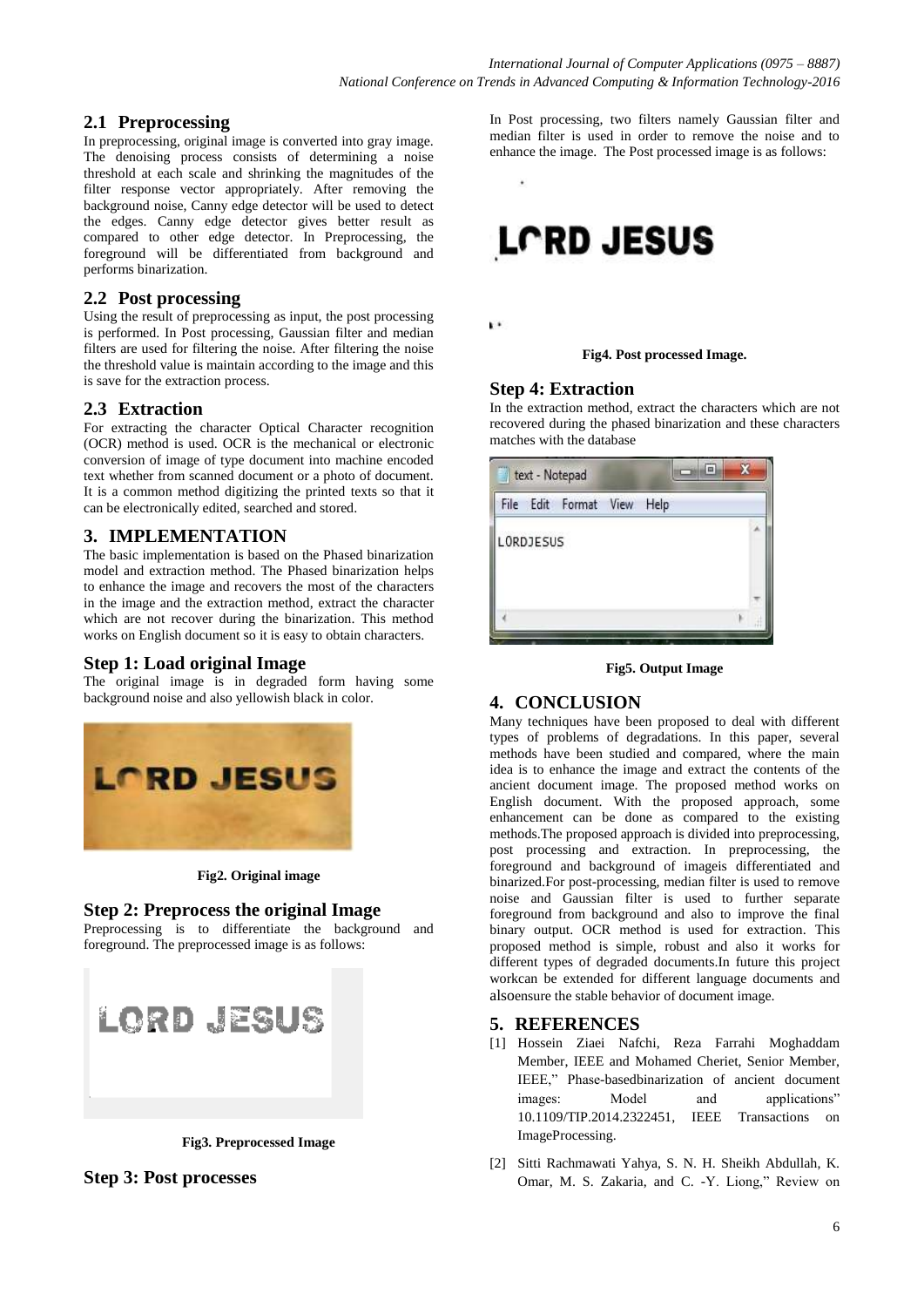## 2.1 Preprocessing

In preprocessing, original image is converted into gray image. The denoising process consists of determining a noise threshold at each scale and shrinking the magnitudes of the filter response vector appropriately. After removing the background noise, Canny edge detector will be used to detect the edges. Canny edge detector gives better result as compared to other edge detector. In Preprocessing, the foreground will be differentiated from background and performs binarization.

## 2.2 Post processing

Using the result of preprocessing as input, the post processing is performed. In Post processing, Gaussian filter and median filters are used for filtering the noise. After filtering the noise the threshold value is maintain according to the image and this is save for the extraction process.

## 2.3 Extraction

For extracting the character Optical Character recognition (OCR) method is used. OCR is the mechanical or electronic conversion of image of type document into machine encoded text whether from scanned document or a photo of document. It is a common method digitizing the printed texts so that it can be electronically edited, searched and stored.

# 3. IMPLEMENTATION

The basic implementation is based on the Phased binarization model and extraction method. The Phased binarization helps to enhance the image and recovers the most of the characters in the image and the extraction method, extract the character which are not recover during the binarization. This method works on English document so it is easy to obtain characters.

### Step 1: Load original Image

The original image is in degraded form having some background noise and also yellowish black in color.

**Fig2. Original image**

### Step 2: Preprocess the original Image

Preprocessing is to differentiate the background and foreground. The preprocessed image is as follows:

**Fig3. Preprocessed Image**

### Step 3: Post processes

In Post processing, two filters namely Gaussian filter and median filter is used in order to remove the noise and to enhance the image. The Post processed image is as follows:

**Fig4. Post processed Image.**

### Step 4: Extraction

In the extraction method, extract the characters which are not recovered during the phased binarization and these characters matches with the database

**Fig5. Output Image**

# 4. CONCLUSION

Many techniques have been proposed to deal with different types of problems of degradations. In this paper, several methods have been studied and compared, where the main idea is to enhance the image and extract the contents of the ancient document image. The proposed method works on English document. With the proposed approach, some enhancement can be done as compared to the existing methods.The proposed approach is divided into preprocessing, post processing and extraction. In preprocessing, the foreground and background of imageis differentiated and binarized.For post-processing, median filter is used to remove noise and Gaussian filter is used to further separate foreground from background and also to improve the final binary output. OCR method is used for extraction. This proposed method is simple, robust and also it works for different types of degraded documents.In future this project workcan be extended for different language documents and alsoensure the stable behavior of document image.

# 5. REFERENCES

[1] Hossein Ziaei Nafchi, Reza Farrahi Moghaddam Member, IEEE and Mohamed Cheriet, Senior Member, IEEE," Phase-basedbinarization of ancient document images: Model and applications" 10.1109/TIP.2014.2322451, IEEE Transactions on ImageProcessing.

[2] Sitti Rachmawati Yahya, S. N. H. Sheikh Abdullah, K. Omar, M. S. Zakaria, and C. -Y. Liong," Review on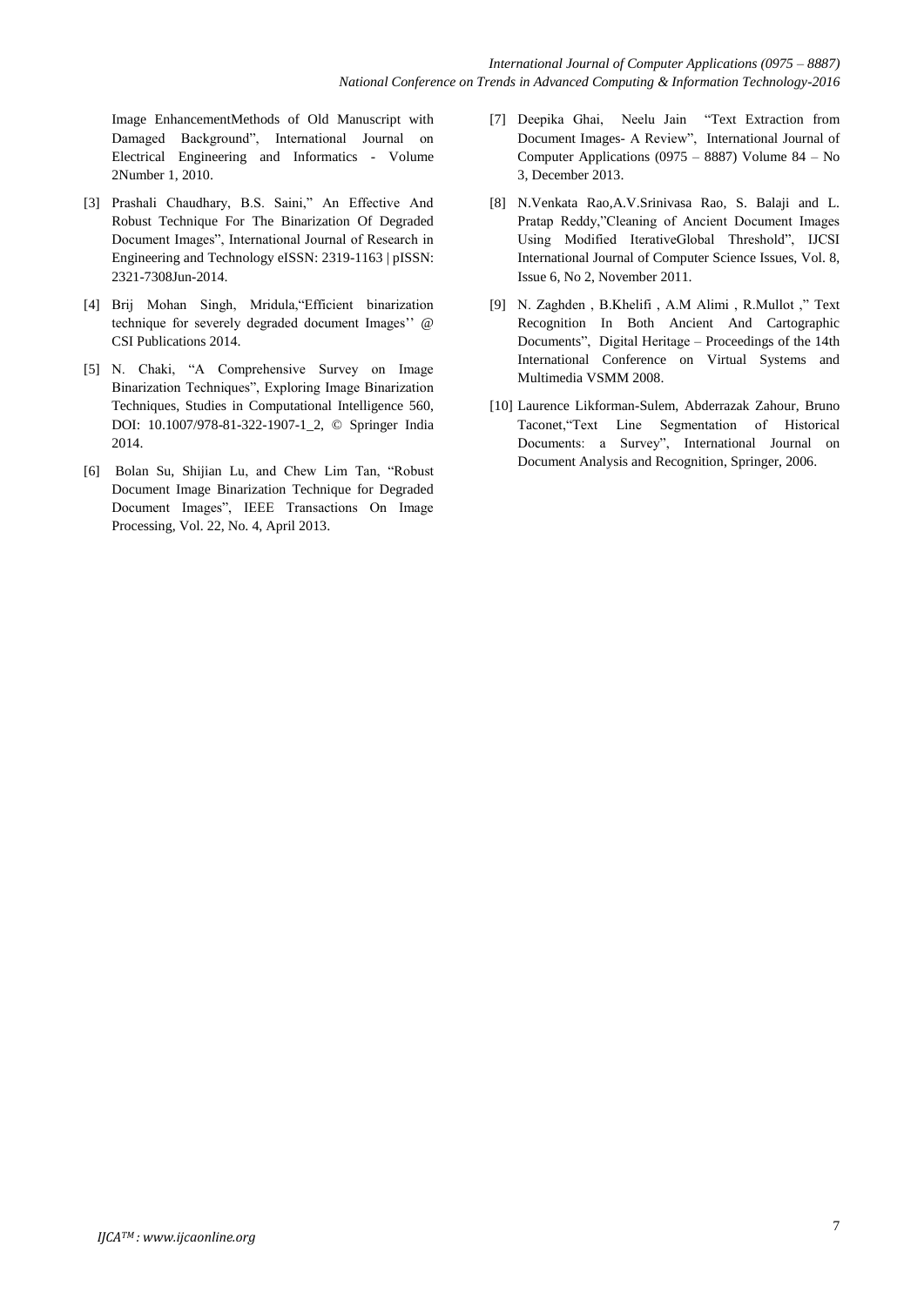Image EnhancementMethods of Old Manuscript with Damaged Background", International Journal on Electrical Engineering and Informatics - Volume 2Number 1, 2010.

[3] Prashali Chaudhary, B.S. Saini," An Effective And Robust Technique For The Binarization Of Degraded Document Images", International Journal of Research in Engineering and Technology eISSN: 2319-1163 | pISSN: 2321-7308Jun-2014.

[4] Brij Mohan Singh, Mridula,"Efficient binarization technique for severely degraded document Images'' @ CSI Publications 2014.

[5] N. Chaki, "A Comprehensive Survey on Image Binarization Techniques", Exploring Image Binarization Techniques, Studies in Computational Intelligence 560, DOI: 10.1007/978-81-322-1907-1_2, © Springer India 2014.

[6] Bolan Su, Shijian Lu, and Chew Lim Tan, "Robust Document Image Binarization Technique for Degraded Document Images", IEEE Transactions On Image Processing, Vol. 22, No. 4, April 2013.

[7] Deepika Ghai, Neelu Jain "Text Extraction from Document Images- A Review", International Journal of Computer Applications (0975 – 8887) Volume 84 – No 3, December 2013.

[8] N.Venkata Rao,A.V.Srinivasa Rao, S. Balaji and L. Pratap Reddy,"Cleaning of Ancient Document Images Using Modified IterativeGlobal Threshold", IJCSI International Journal of Computer Science Issues, Vol. 8, Issue 6, No 2, November 2011.

[9] N. Zaghden , B.Khelifi , A.M Alimi , R.Mullot ," Text Recognition In Both Ancient And Cartographic Documents", Digital Heritage – Proceedings of the 14th International Conference on Virtual Systems and Multimedia VSMM 2008.

[10] Laurence Likforman-Sulem, Abderrazak Zahour, Bruno Taconet,"Text Line Segmentation of Historical Documents: a Survey", International Journal on Document Analysis and Recognition, Springer, 2006.